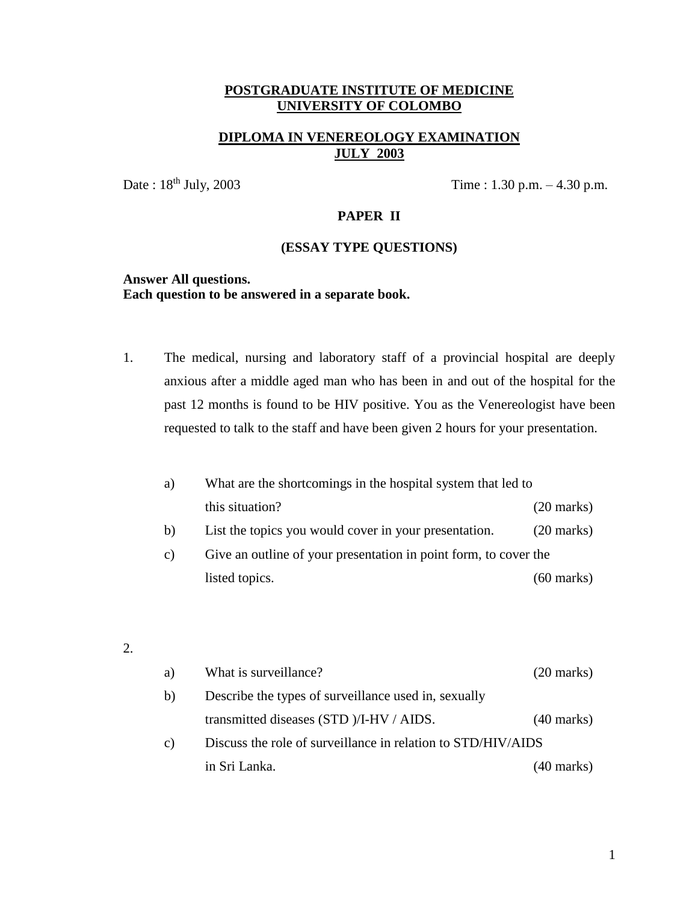**POSTGRADUATE INSTITUTE OF MEDICINE**
**UNIVERSITY OF COLOMBO**

**DIPLOMA IN VENEREOLOGY EXAMINATION**
**JULY 2003**

Date : 18th July, 2003 Time : 1.30 p.m. – 4.30 p.m.

**PAPER II**

**(ESSAY TYPE QUESTIONS)**

**Answer All questions.**
**Each question to be answered in a separate book.**

1. The medical, nursing and laboratory staff of a provincial hospital are deeply anxious after a middle aged man who has been in and out of the hospital for the past 12 months is found to be HIV positive. You as the Venereologist have been requested to talk to the staff and have been given 2 hours for your presentation.

   a) What are the shortcomings in the hospital system that led to this situation? (20 marks)
   
   b) List the topics you would cover in your presentation. (20 marks)
   
   c) Give an outline of your presentation in point form, to cover the listed topics. (60 marks)

2.

   a) What is surveillance? (20 marks)
   
   b) Describe the types of surveillance used in, sexually transmitted diseases (STD )/I-HV / AIDS. (40 marks)
   
   c) Discuss the role of surveillance in relation to STD/HIV/AIDS in Sri Lanka. (40 marks)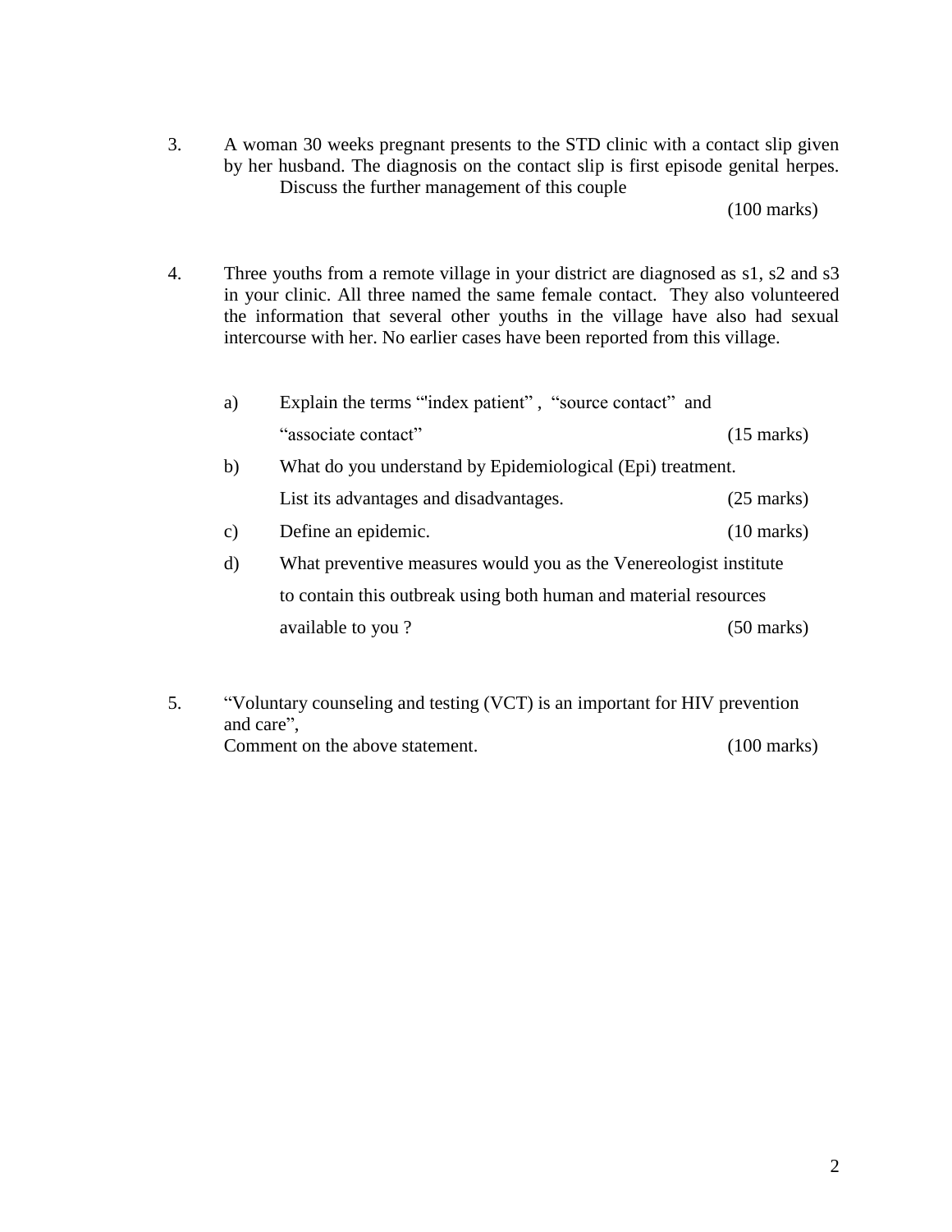3. A woman 30 weeks pregnant presents to the STD clinic with a contact slip given by her husband. The diagnosis on the contact slip is first episode genital herpes. Discuss the further management of this couple

(100 marks)

4. Three youths from a remote village in your district are diagnosed as s1, s2 and s3 in your clinic. All three named the same female contact. They also volunteered the information that several other youths in the village have also had sexual intercourse with her. No earlier cases have been reported from this village.

   a) Explain the terms "'index patient" , "source contact" and "associate contact" (15 marks)

   b) What do you understand by Epidemiological (Epi) treatment. List its advantages and disadvantages. (25 marks)

   c) Define an epidemic. (10 marks)

   d) What preventive measures would you as the Venereologist institute to contain this outbreak using both human and material resources available to you ? (50 marks)

5. "Voluntary counseling and testing (VCT) is an important for HIV prevention and care",
Comment on the above statement. (100 marks)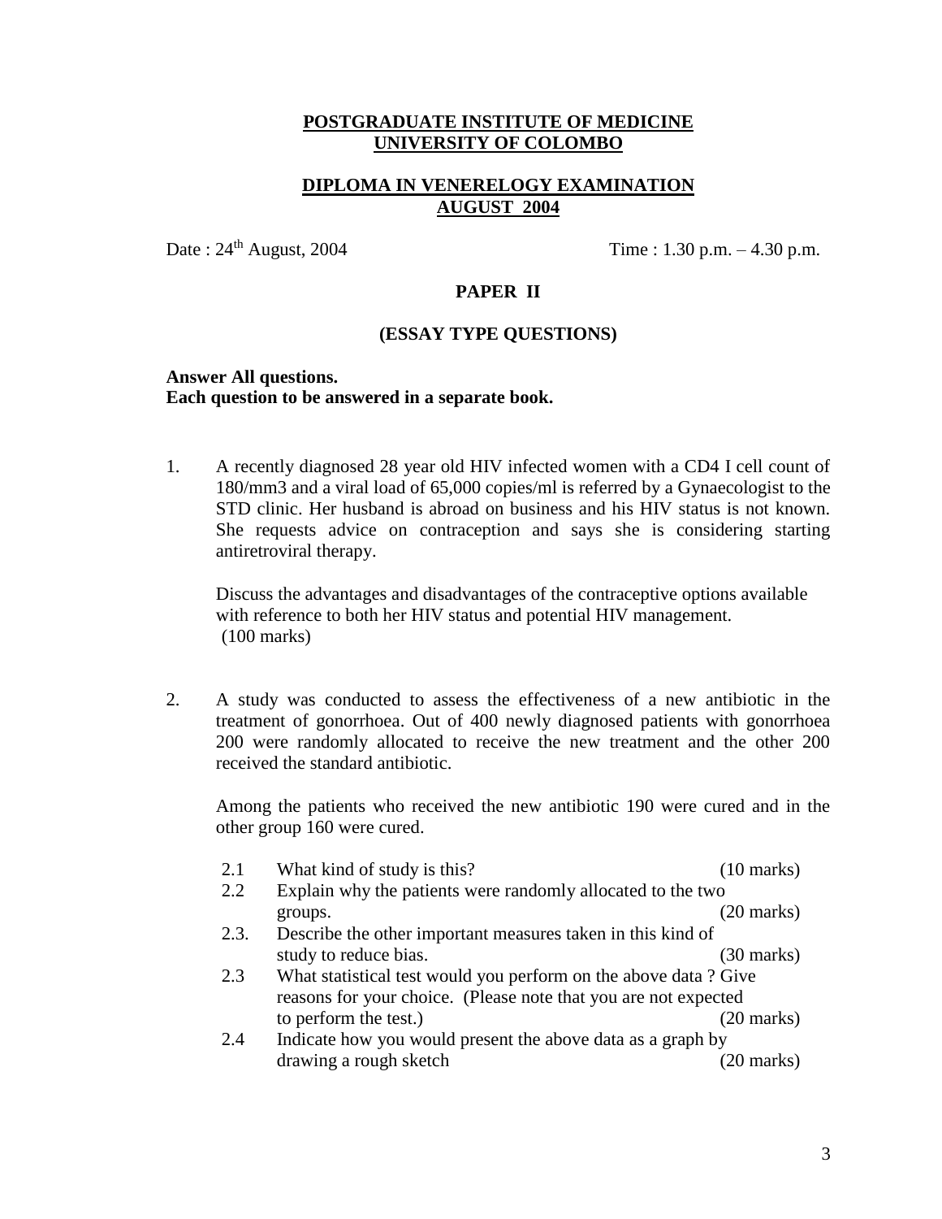**POSTGRADUATE INSTITUTE OF MEDICINE**
**UNIVERSITY OF COLOMBO**

**DIPLOMA IN VENERELOGY EXAMINATION**
**AUGUST 2004**

Date : 24th August, 2004 Time : 1.30 p.m. – 4.30 p.m.

**PAPER II**

**(ESSAY TYPE QUESTIONS)**

**Answer All questions.**
**Each question to be answered in a separate book.**

1. A recently diagnosed 28 year old HIV infected women with a CD4 I cell count of 180/mm3 and a viral load of 65,000 copies/ml is referred by a Gynaecologist to the STD clinic. Her husband is abroad on business and his HIV status is not known. She requests advice on contraception and says she is considering starting antiretroviral therapy.

   Discuss the advantages and disadvantages of the contraceptive options available with reference to both her HIV status and potential HIV management.
   (100 marks)

2. A study was conducted to assess the effectiveness of a new antibiotic in the treatment of gonorrhoea. Out of 400 newly diagnosed patients with gonorrhoea 200 were randomly allocated to receive the new treatment and the other 200 received the standard antibiotic.

   Among the patients who received the new antibiotic 190 were cured and in the other group 160 were cured.

   2.1 What kind of study is this? (10 marks)

   2.2 Explain why the patients were randomly allocated to the two groups. (20 marks)

   2.3. Describe the other important measures taken in this kind of study to reduce bias. (30 marks)

   2.3 What statistical test would you perform on the above data ? Give reasons for your choice. (Please note that you are not expected to perform the test.) (20 marks)

   2.4 Indicate how you would present the above data as a graph by drawing a rough sketch (20 marks)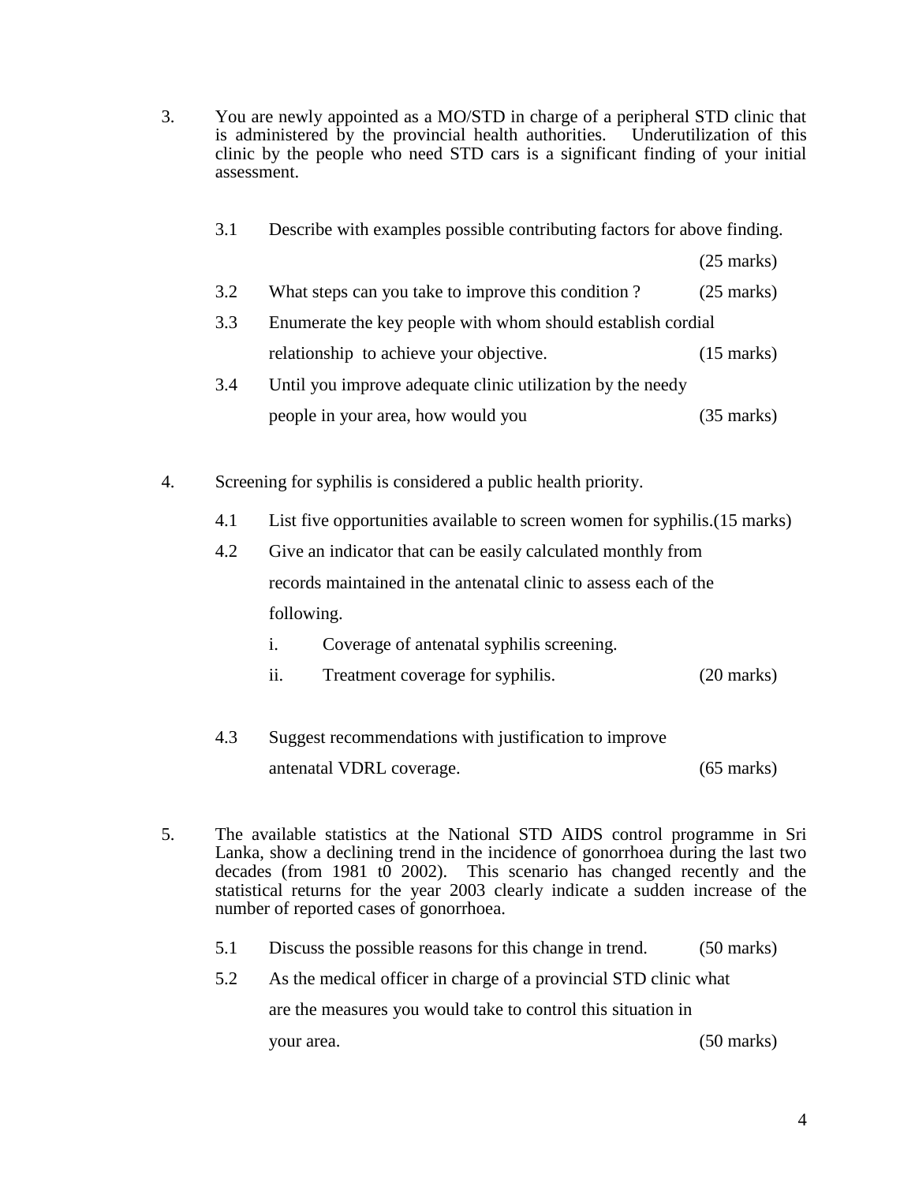3. You are newly appointed as a MO/STD in charge of a peripheral STD clinic that is administered by the provincial health authorities. Underutilization of this clinic by the people who need STD cars is a significant finding of your initial assessment.

   3.1 Describe with examples possible contributing factors for above finding. (25 marks)

   3.2 What steps can you take to improve this condition ? (25 marks)

   3.3 Enumerate the key people with whom should establish cordial relationship to achieve your objective. (15 marks)

   3.4 Until you improve adequate clinic utilization by the needy people in your area, how would you (35 marks)

4. Screening for syphilis is considered a public health priority.

   4.1 List five opportunities available to screen women for syphilis.(15 marks)

   4.2 Give an indicator that can be easily calculated monthly from records maintained in the antenatal clinic to assess each of the following.

      i. Coverage of antenatal syphilis screening.

      ii. Treatment coverage for syphilis. (20 marks)

   4.3 Suggest recommendations with justification to improve antenatal VDRL coverage. (65 marks)

5. The available statistics at the National STD AIDS control programme in Sri Lanka, show a declining trend in the incidence of gonorrhoea during the last two decades (from 1981 t0 2002). This scenario has changed recently and the statistical returns for the year 2003 clearly indicate a sudden increase of the number of reported cases of gonorrhoea.

   5.1 Discuss the possible reasons for this change in trend. (50 marks)

   5.2 As the medical officer in charge of a provincial STD clinic what are the measures you would take to control this situation in your area. (50 marks)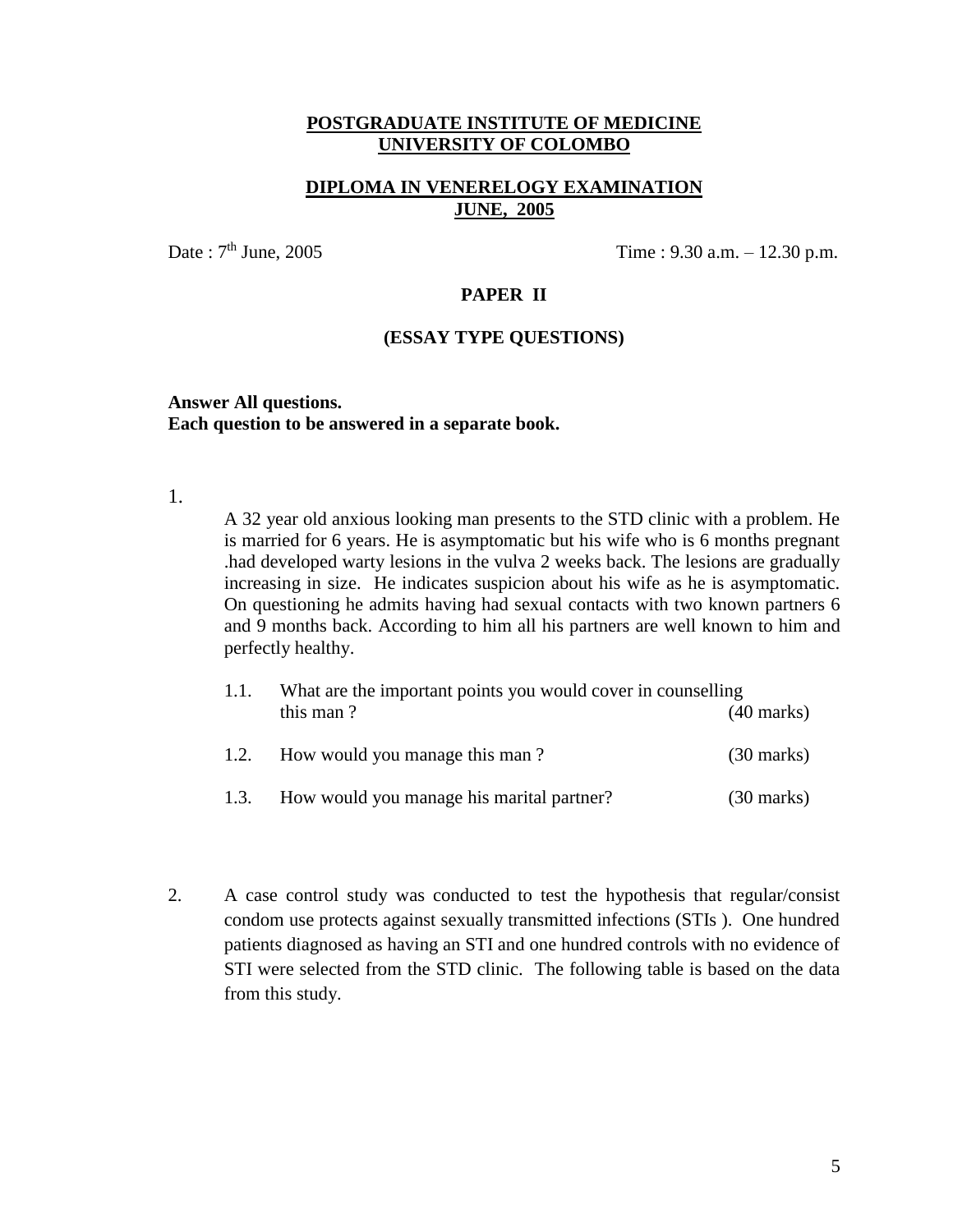**POSTGRADUATE INSTITUTE OF MEDICINE**
**UNIVERSITY OF COLOMBO**

**DIPLOMA IN VENERELOGY EXAMINATION**
**JUNE, 2005**

Date : 7th June, 2005 Time : 9.30 a.m. – 12.30 p.m.

**PAPER II**

**(ESSAY TYPE QUESTIONS)**

**Answer All questions.**
**Each question to be answered in a separate book.**

1. A 32 year old anxious looking man presents to the STD clinic with a problem. He is married for 6 years. He is asymptomatic but his wife who is 6 months pregnant .had developed warty lesions in the vulva 2 weeks back. The lesions are gradually increasing in size. He indicates suspicion about his wife as he is asymptomatic. On questioning he admits having had sexual contacts with two known partners 6 and 9 months back. According to him all his partners are well known to him and perfectly healthy.

   1.1. What are the important points you would cover in counselling this man ? (40 marks)

   1.2. How would you manage this man ? (30 marks)

   1.3. How would you manage his marital partner? (30 marks)

2. A case control study was conducted to test the hypothesis that regular/consist condom use protects against sexually transmitted infections (STIs ). One hundred patients diagnosed as having an STI and one hundred controls with no evidence of STI were selected from the STD clinic. The following table is based on the data from this study.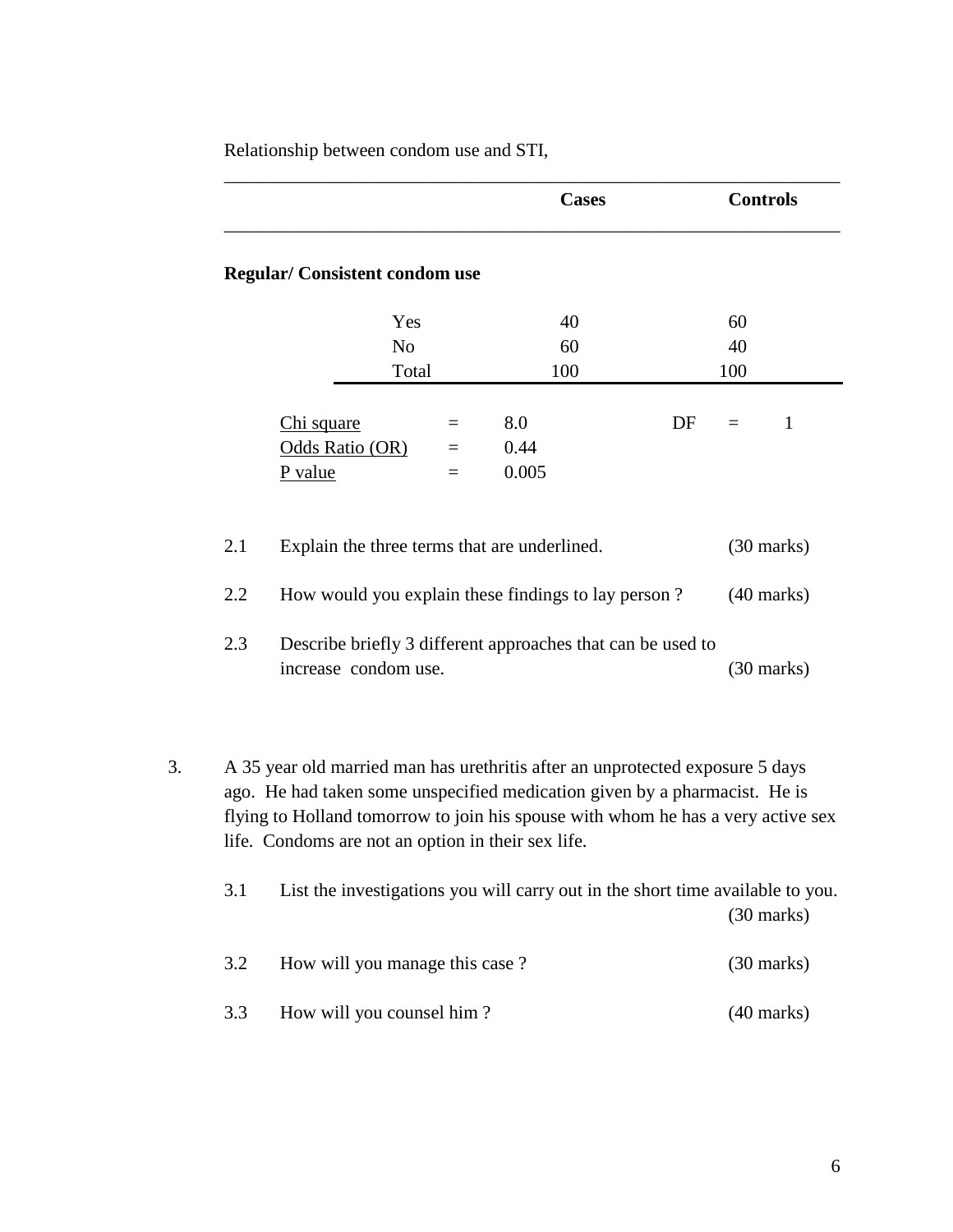Relationship between condom use and STI,

| | Cases | Controls |
|---|---|---|
| **Regular/ Consistent condom use** | | |
| Yes | 40 | 60 |
| No | 60 | 40 |
| Total | 100 | 100 |

<u>Chi square</u> = 8.0 DF = 1

<u>Odds Ratio (OR)</u> = 0.44

<u>P value</u> = 0.005

2.1 Explain the three terms that are underlined. (30 marks)

2.2 How would you explain these findings to lay person ? (40 marks)

2.3 Describe briefly 3 different approaches that can be used to increase condom use. (30 marks)

3. A 35 year old married man has urethritis after an unprotected exposure 5 days ago. He had taken some unspecified medication given by a pharmacist. He is flying to Holland tomorrow to join his spouse with whom he has a very active sex life. Condoms are not an option in their sex life.

3.1 List the investigations you will carry out in the short time available to you. (30 marks)

3.2 How will you manage this case ? (30 marks)

3.3 How will you counsel him ? (40 marks)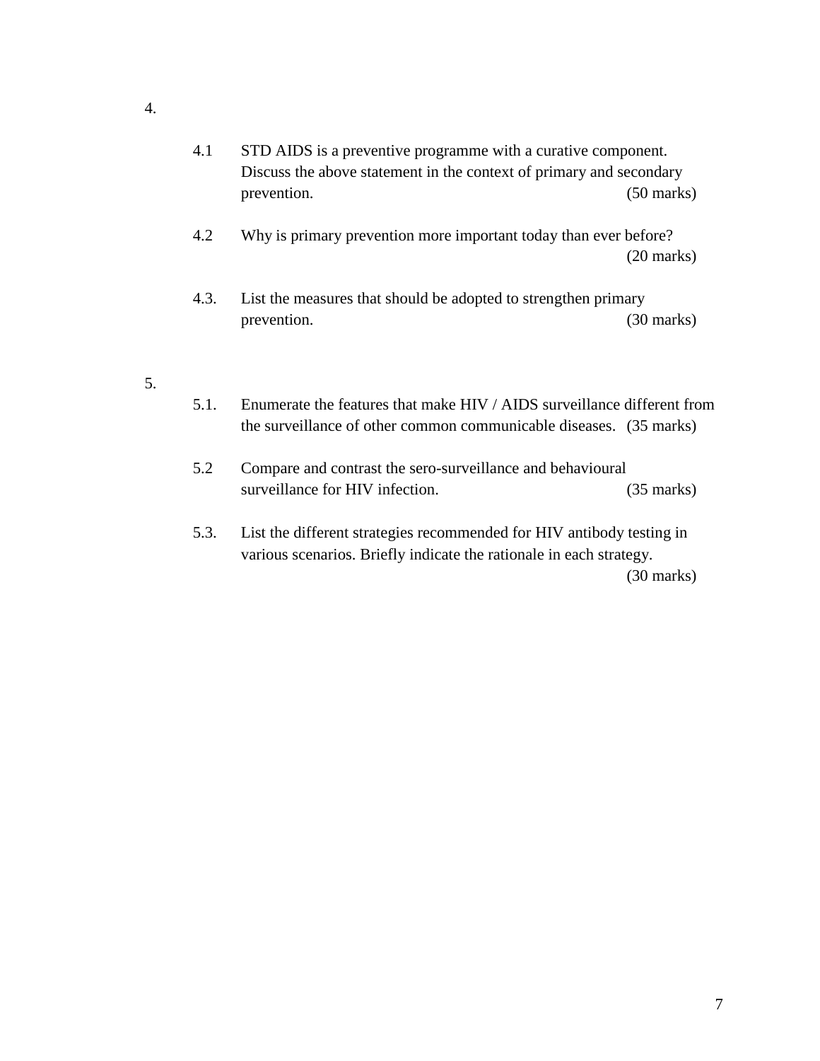4.

4.1 STD AIDS is a preventive programme with a curative component. Discuss the above statement in the context of primary and secondary prevention. (50 marks)

4.2 Why is primary prevention more important today than ever before? (20 marks)

4.3. List the measures that should be adopted to strengthen primary prevention. (30 marks)

5.

5.1. Enumerate the features that make HIV / AIDS surveillance different from the surveillance of other common communicable diseases. (35 marks)

5.2 Compare and contrast the sero-surveillance and behavioural surveillance for HIV infection. (35 marks)

5.3. List the different strategies recommended for HIV antibody testing in various scenarios. Briefly indicate the rationale in each strategy. (30 marks)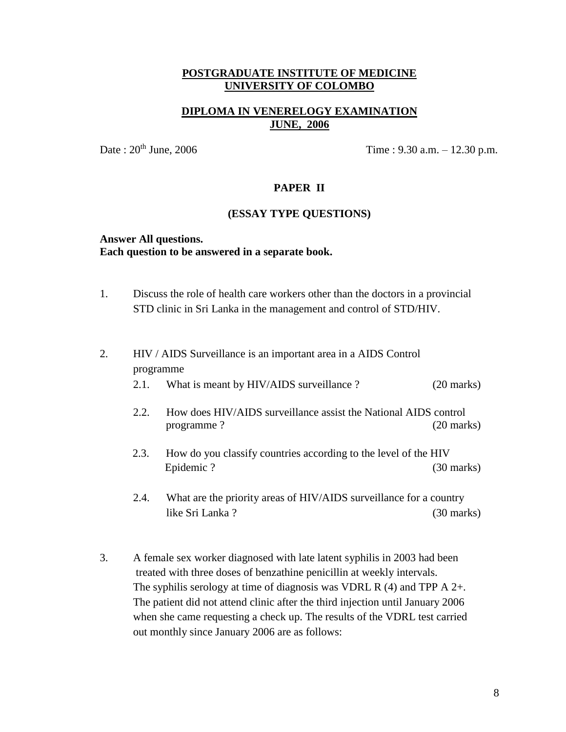**POSTGRADUATE INSTITUTE OF MEDICINE**
**UNIVERSITY OF COLOMBO**

**DIPLOMA IN VENERELOGY EXAMINATION**
**JUNE, 2006**

Date : 20th June, 2006 Time : 9.30 a.m. – 12.30 p.m.

**PAPER II**

**(ESSAY TYPE QUESTIONS)**

**Answer All questions.**
**Each question to be answered in a separate book.**

1. Discuss the role of health care workers other than the doctors in a provincial STD clinic in Sri Lanka in the management and control of STD/HIV.

2. HIV / AIDS Surveillance is an important area in a AIDS Control programme

   2.1. What is meant by HIV/AIDS surveillance ? (20 marks)

   2.2. How does HIV/AIDS surveillance assist the National AIDS control programme ? (20 marks)

   2.3. How do you classify countries according to the level of the HIV Epidemic ? (30 marks)

   2.4. What are the priority areas of HIV/AIDS surveillance for a country like Sri Lanka ? (30 marks)

3. A female sex worker diagnosed with late latent syphilis in 2003 had been treated with three doses of benzathine penicillin at weekly intervals. The syphilis serology at time of diagnosis was VDRL R (4) and TPP A 2+. The patient did not attend clinic after the third injection until January 2006 when she came requesting a check up. The results of the VDRL test carried out monthly since January 2006 are as follows: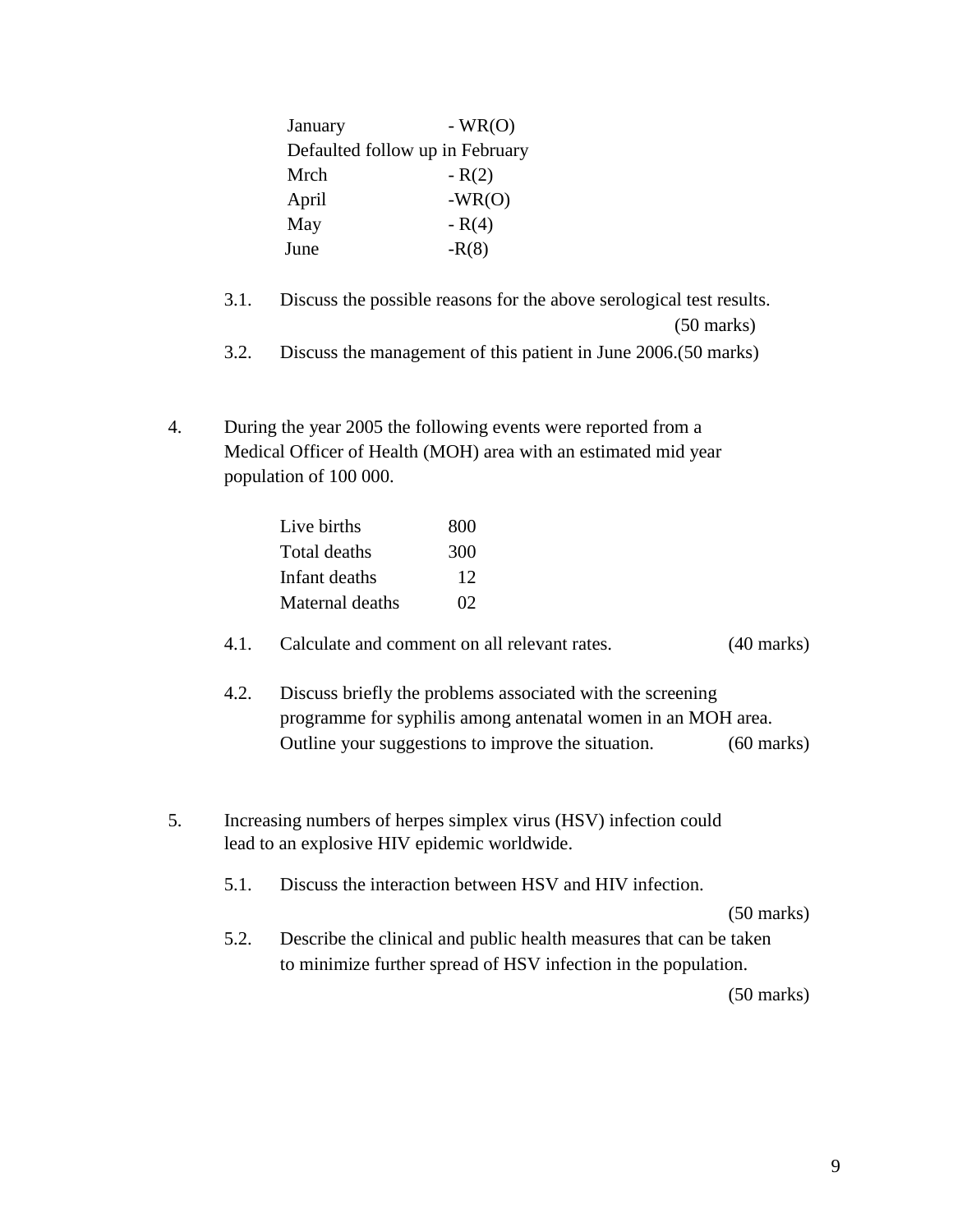| | |
|---|---|
| January | - WR(O) |
| Defaulted follow up in February | |
| Mrch | - R(2) |
| April | -WR(O) |
| May | - R(4) |
| June | -R(8) |

3.1. Discuss the possible reasons for the above serological test results. (50 marks)

3.2. Discuss the management of this patient in June 2006.(50 marks)

4. During the year 2005 the following events were reported from a Medical Officer of Health (MOH) area with an estimated mid year population of 100 000.

| | |
|---|---|
| Live births | 800 |
| Total deaths | 300 |
| Infant deaths | 12 |
| Maternal deaths | 02 |

4.1. Calculate and comment on all relevant rates. (40 marks)

4.2. Discuss briefly the problems associated with the screening programme for syphilis among antenatal women in an MOH area. Outline your suggestions to improve the situation. (60 marks)

5. Increasing numbers of herpes simplex virus (HSV) infection could lead to an explosive HIV epidemic worldwide.

5.1. Discuss the interaction between HSV and HIV infection. (50 marks)

5.2. Describe the clinical and public health measures that can be taken to minimize further spread of HSV infection in the population. (50 marks)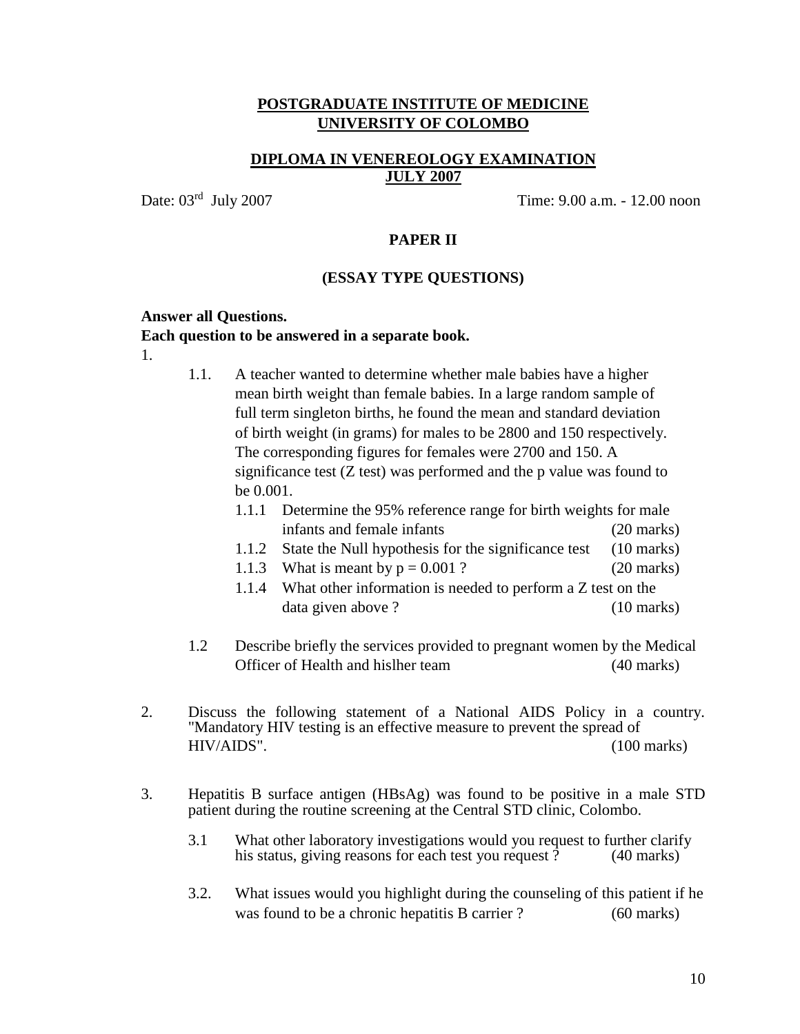**POSTGRADUATE INSTITUTE OF MEDICINE**
**UNIVERSITY OF COLOMBO**

**DIPLOMA IN VENEREOLOGY EXAMINATION**
**JULY 2007**

Date: 03rd July 2007 Time: 9.00 a.m. - 12.00 noon

**PAPER II**

**(ESSAY TYPE QUESTIONS)**

**Answer all Questions.**
**Each question to be answered in a separate book.**

1.

1.1. A teacher wanted to determine whether male babies have a higher mean birth weight than female babies. In a large random sample of full term singleton births, he found the mean and standard deviation of birth weight (in grams) for males to be 2800 and 150 respectively. The corresponding figures for females were 2700 and 150. A significance test (Z test) was performed and the p value was found to be 0.001.

1.1.1 Determine the 95% reference range for birth weights for male infants and female infants (20 marks)

1.1.2 State the Null hypothesis for the significance test (10 marks)

1.1.3 What is meant by $p = 0.001$ ? (20 marks)

1.1.4 What other information is needed to perform a Z test on the data given above ? (10 marks)

1.2 Describe briefly the services provided to pregnant women by the Medical Officer of Health and hislher team (40 marks)

2. Discuss the following statement of a National AIDS Policy in a country. "Mandatory HIV testing is an effective measure to prevent the spread of HIV/AIDS". (100 marks)

3. Hepatitis B surface antigen (HBsAg) was found to be positive in a male STD patient during the routine screening at the Central STD clinic, Colombo.

3.1 What other laboratory investigations would you request to further clarify his status, giving reasons for each test you request ? (40 marks)

3.2. What issues would you highlight during the counseling of this patient if he was found to be a chronic hepatitis B carrier ? (60 marks)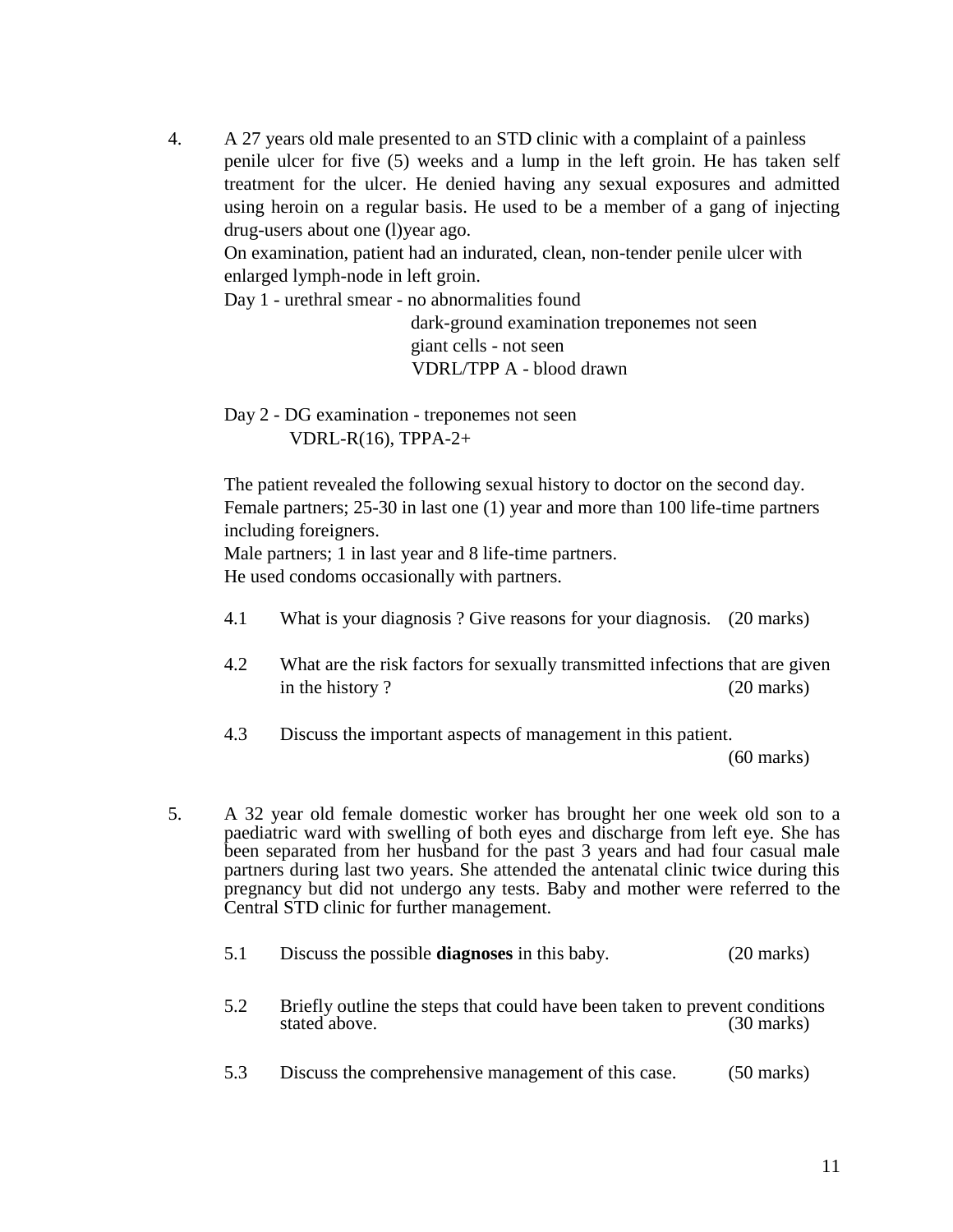4. A 27 years old male presented to an STD clinic with a complaint of a painless penile ulcer for five (5) weeks and a lump in the left groin. He has taken self treatment for the ulcer. He denied having any sexual exposures and admitted using heroin on a regular basis. He used to be a member of a gang of injecting drug-users about one (l)year ago.

   On examination, patient had an indurated, clean, non-tender penile ulcer with enlarged lymph-node in left groin.

   Day 1 - urethral smear - no abnormalities found
   dark-ground examination treponemes not seen
   giant cells - not seen
   VDRL/TPP A - blood drawn

   Day 2 - DG examination - treponemes not seen
   VDRL-R(16), TPPA-2+

   The patient revealed the following sexual history to doctor on the second day.
   Female partners; 25-30 in last one (1) year and more than 100 life-time partners including foreigners.
   Male partners; 1 in last year and 8 life-time partners.
   He used condoms occasionally with partners.

   4.1 What is your diagnosis ? Give reasons for your diagnosis. (20 marks)

   4.2 What are the risk factors for sexually transmitted infections that are given in the history ? (20 marks)

   4.3 Discuss the important aspects of management in this patient. (60 marks)

5. A 32 year old female domestic worker has brought her one week old son to a paediatric ward with swelling of both eyes and discharge from left eye. She has been separated from her husband for the past 3 years and had four casual male partners during last two years. She attended the antenatal clinic twice during this pregnancy but did not undergo any tests. Baby and mother were referred to the Central STD clinic for further management.

   5.1 Discuss the possible **diagnoses** in this baby. (20 marks)

   5.2 Briefly outline the steps that could have been taken to prevent conditions stated above. (30 marks)

   5.3 Discuss the comprehensive management of this case. (50 marks)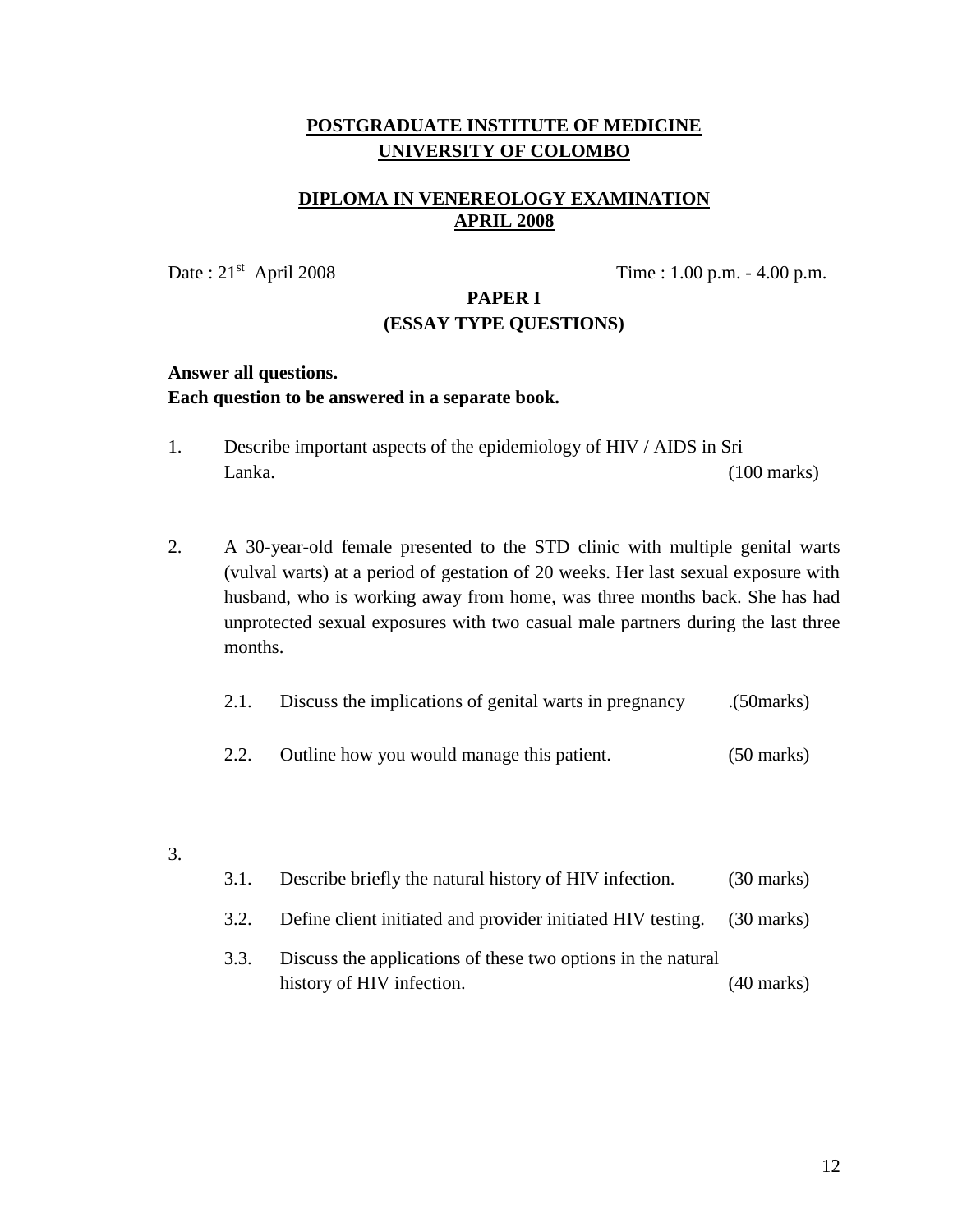**POSTGRADUATE INSTITUTE OF MEDICINE**
**UNIVERSITY OF COLOMBO**

**DIPLOMA IN VENEREOLOGY EXAMINATION**
**APRIL 2008**

Date : 21st April 2008 Time : 1.00 p.m. - 4.00 p.m.

**PAPER I**
**(ESSAY TYPE QUESTIONS)**

**Answer all questions.**
**Each question to be answered in a separate book.**

1. Describe important aspects of the epidemiology of HIV / AIDS in Sri Lanka. (100 marks)

2. A 30-year-old female presented to the STD clinic with multiple genital warts (vulval warts) at a period of gestation of 20 weeks. Her last sexual exposure with husband, who is working away from home, was three months back. She has had unprotected sexual exposures with two casual male partners during the last three months.

   2.1. Discuss the implications of genital warts in pregnancy .(50marks)

   2.2. Outline how you would manage this patient. (50 marks)

3.

   3.1. Describe briefly the natural history of HIV infection. (30 marks)

   3.2. Define client initiated and provider initiated HIV testing. (30 marks)

   3.3. Discuss the applications of these two options in the natural history of HIV infection. (40 marks)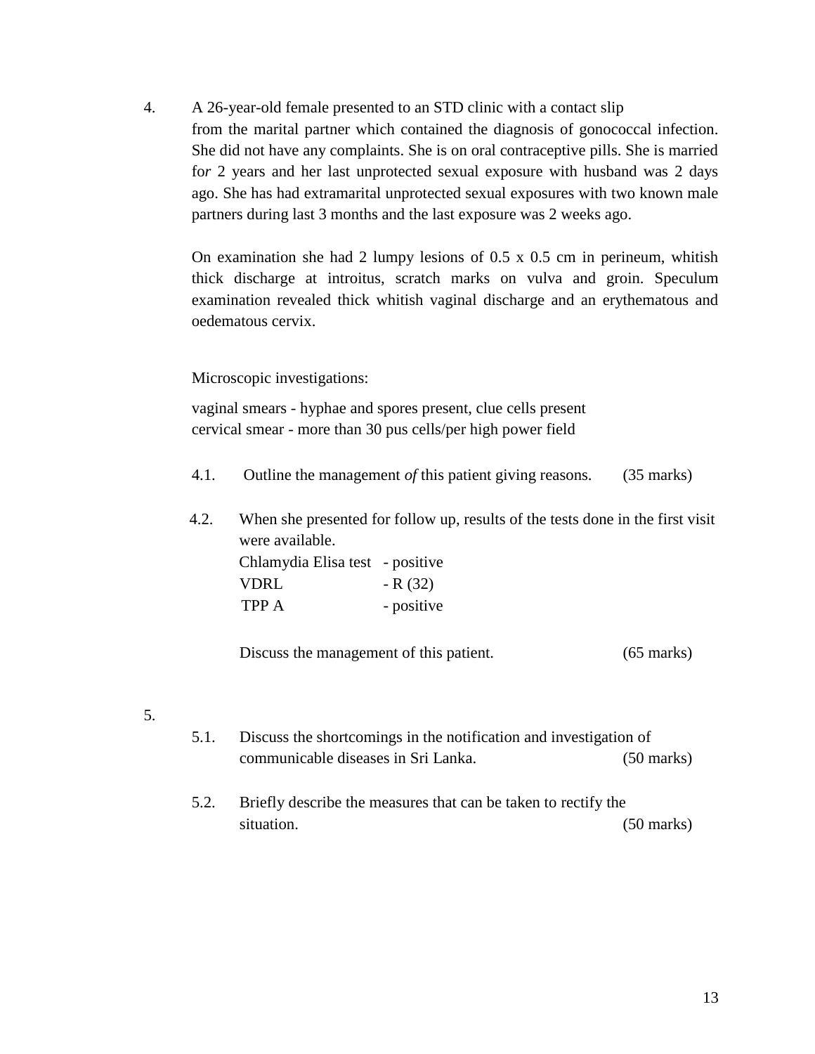4. A 26-year-old female presented to an STD clinic with a contact slip from the marital partner which contained the diagnosis of gonococcal infection. She did not have any complaints. She is on oral contraceptive pills. She is married for 2 years and her last unprotected sexual exposure with husband was 2 days ago. She has had extramarital unprotected sexual exposures with two known male partners during last 3 months and the last exposure was 2 weeks ago.

   On examination she had 2 lumpy lesions of 0.5 x 0.5 cm in perineum, whitish thick discharge at introitus, scratch marks on vulva and groin. Speculum examination revealed thick whitish vaginal discharge and an erythematous and oedematous cervix.

   Microscopic investigations:

   vaginal smears - hyphae and spores present, clue cells present
   cervical smear - more than 30 pus cells/per high power field

   4.1. Outline the management *of* this patient giving reasons. (35 marks)

   4.2. When she presented for follow up, results of the tests done in the first visit were available.

   | | |
   |---|---|
   | Chlamydia Elisa test | - positive |
   | VDRL | - R (32) |
   | TPP A | - positive |

   Discuss the management of this patient. (65 marks)

5.

   5.1. Discuss the shortcomings in the notification and investigation of communicable diseases in Sri Lanka. (50 marks)

   5.2. Briefly describe the measures that can be taken to rectify the situation. (50 marks)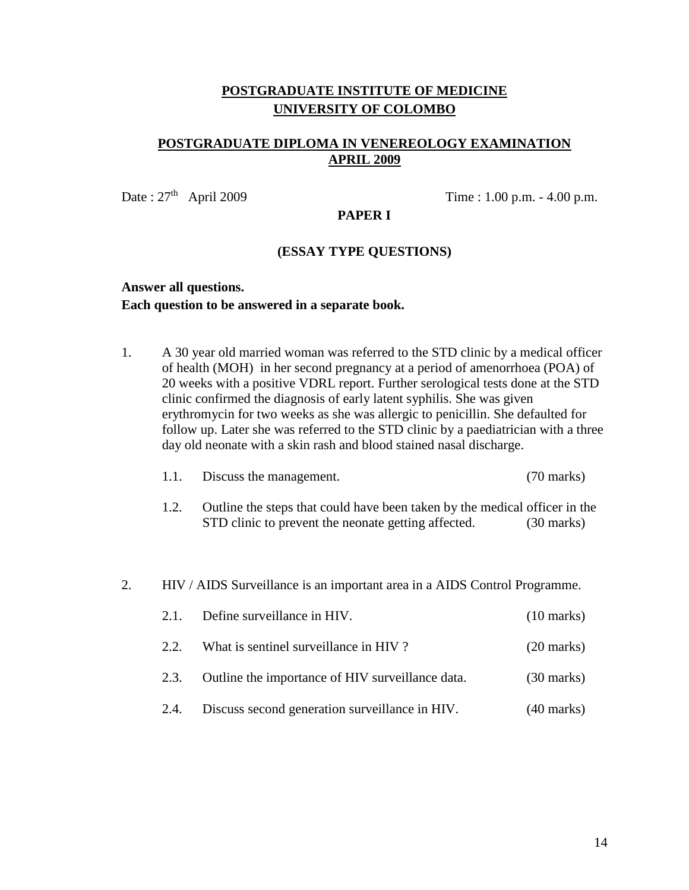**POSTGRADUATE INSTITUTE OF MEDICINE**
**UNIVERSITY OF COLOMBO**

**POSTGRADUATE DIPLOMA IN VENEREOLOGY EXAMINATION**
**APRIL 2009**

Date : 27th April 2009 Time : 1.00 p.m. - 4.00 p.m.

**PAPER I**

**(ESSAY TYPE QUESTIONS)**

**Answer all questions.**
**Each question to be answered in a separate book.**

1. A 30 year old married woman was referred to the STD clinic by a medical officer of health (MOH) in her second pregnancy at a period of amenorrhoea (POA) of 20 weeks with a positive VDRL report. Further serological tests done at the STD clinic confirmed the diagnosis of early latent syphilis. She was given erythromycin for two weeks as she was allergic to penicillin. She defaulted for follow up. Later she was referred to the STD clinic by a paediatrician with a three day old neonate with a skin rash and blood stained nasal discharge.

   1.1. Discuss the management. (70 marks)

   1.2. Outline the steps that could have been taken by the medical officer in the STD clinic to prevent the neonate getting affected. (30 marks)

2. HIV / AIDS Surveillance is an important area in a AIDS Control Programme.

   2.1. Define surveillance in HIV. (10 marks)

   2.2. What is sentinel surveillance in HIV ? (20 marks)

   2.3. Outline the importance of HIV surveillance data. (30 marks)

   2.4. Discuss second generation surveillance in HIV. (40 marks)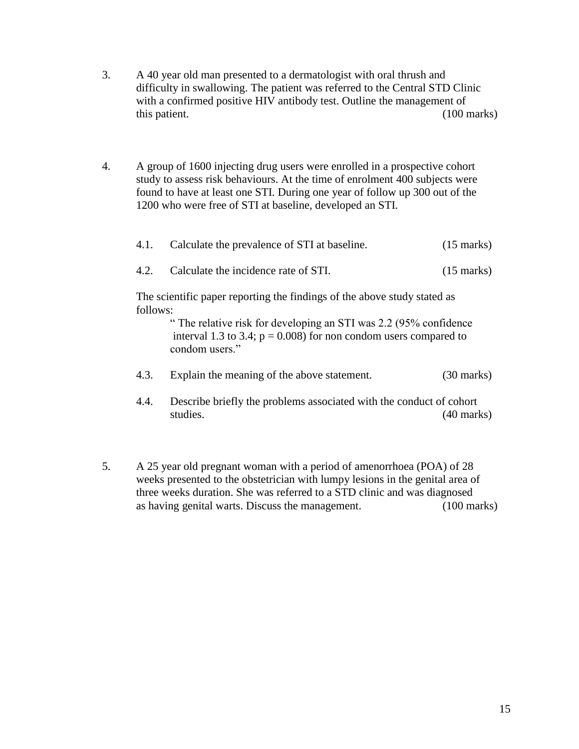3. A 40 year old man presented to a dermatologist with oral thrush and difficulty in swallowing. The patient was referred to the Central STD Clinic with a confirmed positive HIV antibody test. Outline the management of this patient. (100 marks)

4. A group of 1600 injecting drug users were enrolled in a prospective cohort study to assess risk behaviours. At the time of enrolment 400 subjects were found to have at least one STI. During one year of follow up 300 out of the 1200 who were free of STI at baseline, developed an STI.

   4.1. Calculate the prevalence of STI at baseline. (15 marks)

   4.2. Calculate the incidence rate of STI. (15 marks)

   The scientific paper reporting the findings of the above study stated as follows:

   > " The relative risk for developing an STI was 2.2 (95% confidence interval 1.3 to 3.4; $p = 0.008$) for non condom users compared to condom users."

   4.3. Explain the meaning of the above statement. (30 marks)

   4.4. Describe briefly the problems associated with the conduct of cohort studies. (40 marks)

5. A 25 year old pregnant woman with a period of amenorrhoea (POA) of 28 weeks presented to the obstetrician with lumpy lesions in the genital area of three weeks duration. She was referred to a STD clinic and was diagnosed as having genital warts. Discuss the management. (100 marks)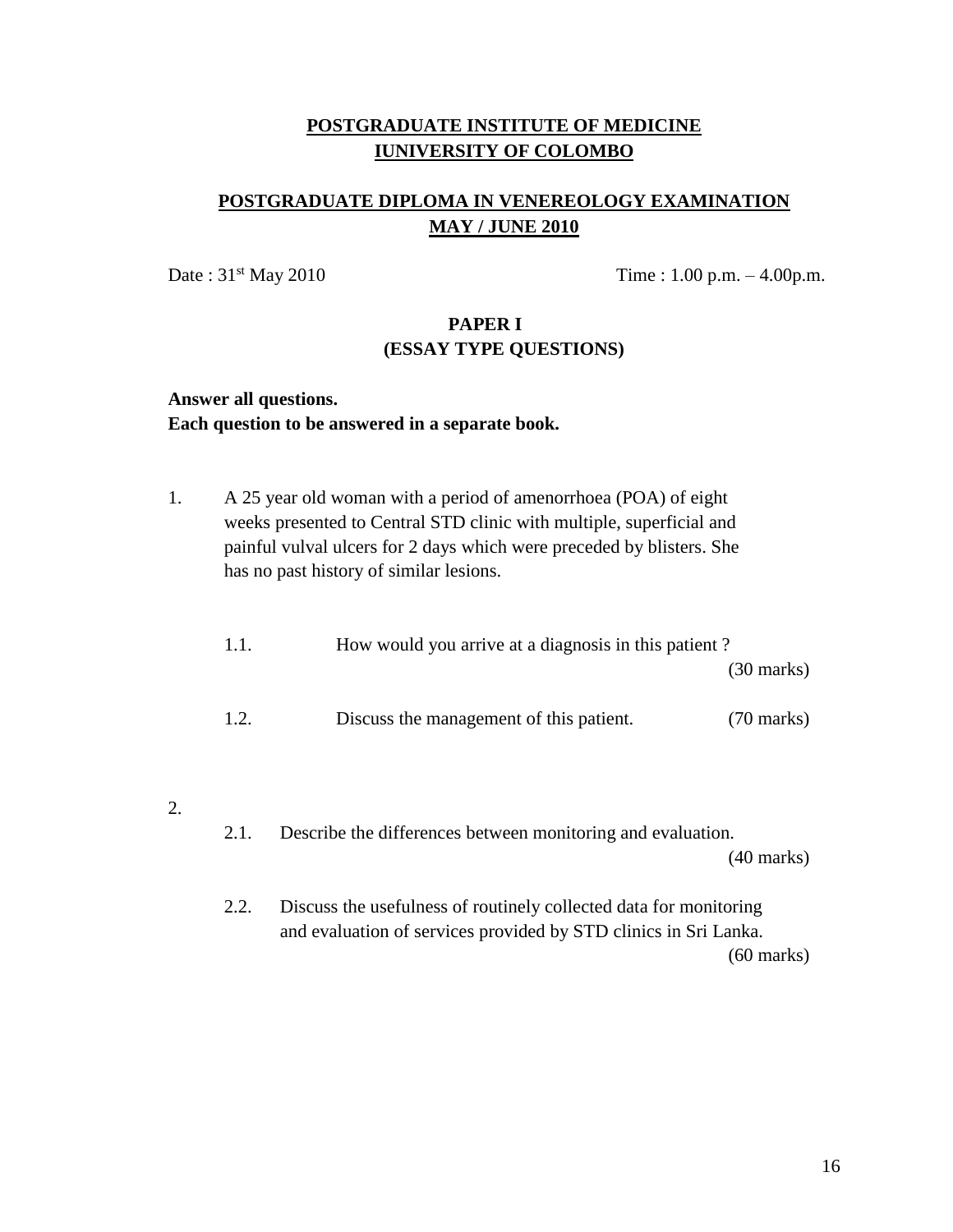## POSTGRADUATE INSTITUTE OF MEDICINE
## IUNIVERSITY OF COLOMBO

## POSTGRADUATE DIPLOMA IN VENEREOLOGY EXAMINATION
## MAY / JUNE 2010

Date : 31st May 2010 Time : 1.00 p.m. – 4.00p.m.

### PAPER I
### (ESSAY TYPE QUESTIONS)

**Answer all questions.**
**Each question to be answered in a separate book.**

1. A 25 year old woman with a period of amenorrhoea (POA) of eight weeks presented to Central STD clinic with multiple, superficial and painful vulval ulcers for 2 days which were preceded by blisters. She has no past history of similar lesions.

   1.1. How would you arrive at a diagnosis in this patient ? (30 marks)

   1.2. Discuss the management of this patient. (70 marks)

2.

   2.1. Describe the differences between monitoring and evaluation. (40 marks)

   2.2. Discuss the usefulness of routinely collected data for monitoring and evaluation of services provided by STD clinics in Sri Lanka. (60 marks)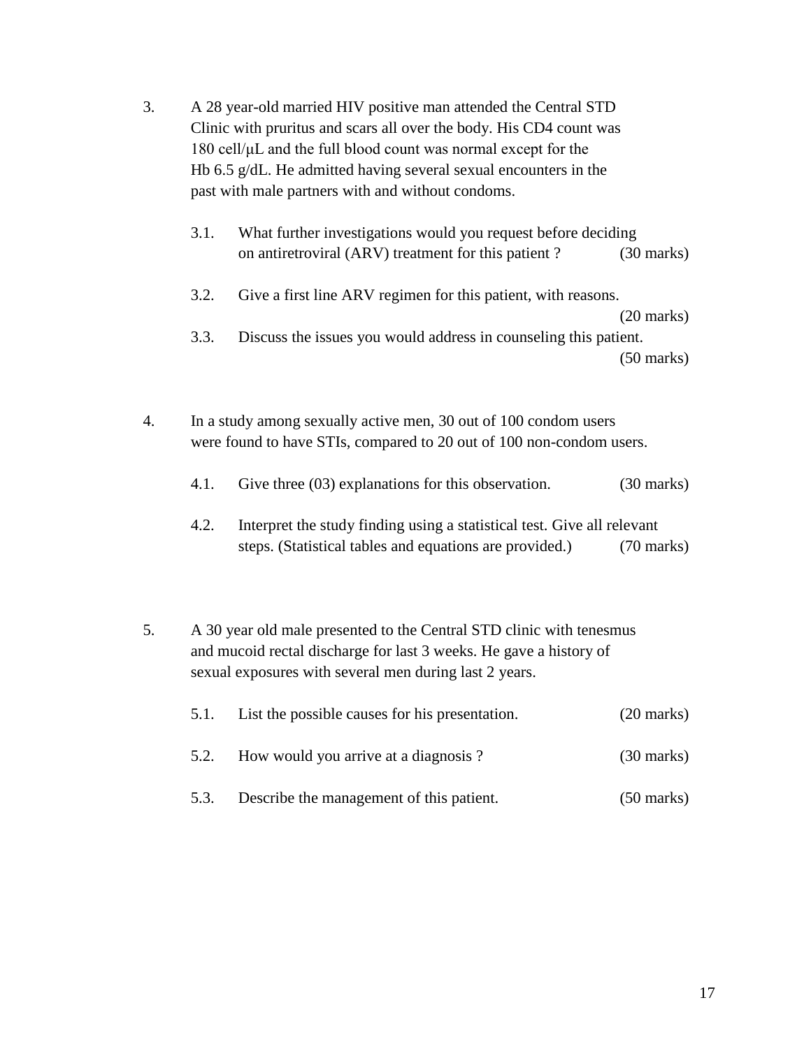3. A 28 year-old married HIV positive man attended the Central STD Clinic with pruritus and scars all over the body. His CD4 count was 180 cell/μL and the full blood count was normal except for the Hb 6.5 g/dL. He admitted having several sexual encounters in the past with male partners with and without condoms.

   3.1. What further investigations would you request before deciding on antiretroviral (ARV) treatment for this patient ? (30 marks)

   3.2. Give a first line ARV regimen for this patient, with reasons. (20 marks)

   3.3. Discuss the issues you would address in counseling this patient. (50 marks)

4. In a study among sexually active men, 30 out of 100 condom users were found to have STIs, compared to 20 out of 100 non-condom users.

   4.1. Give three (03) explanations for this observation. (30 marks)

   4.2. Interpret the study finding using a statistical test. Give all relevant steps. (Statistical tables and equations are provided.) (70 marks)

5. A 30 year old male presented to the Central STD clinic with tenesmus and mucoid rectal discharge for last 3 weeks. He gave a history of sexual exposures with several men during last 2 years.

   5.1. List the possible causes for his presentation. (20 marks)

   5.2. How would you arrive at a diagnosis ? (30 marks)

   5.3. Describe the management of this patient. (50 marks)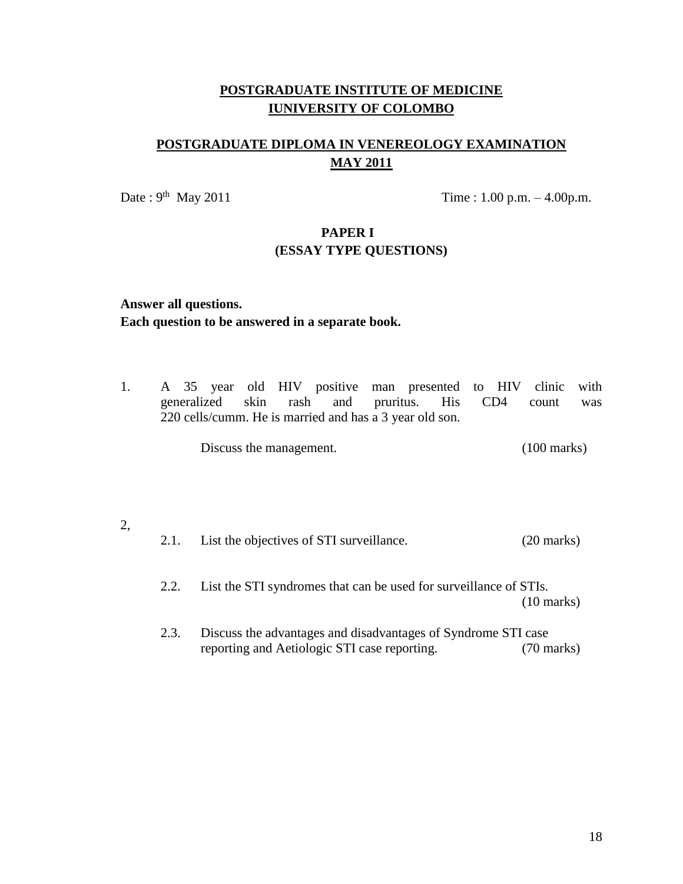**POSTGRADUATE INSTITUTE OF MEDICINE**
**IUNIVERSITY OF COLOMBO**

**POSTGRADUATE DIPLOMA IN VENEREOLOGY EXAMINATION**
**MAY 2011**

Date : 9th May 2011 Time : 1.00 p.m. – 4.00p.m.

**PAPER I**
**(ESSAY TYPE QUESTIONS)**

**Answer all questions.**
**Each question to be answered in a separate book.**

1. A 35 year old HIV positive man presented to HIV clinic with generalized skin rash and pruritus. His CD4 count was 220 cells/cumm. He is married and has a 3 year old son.

   Discuss the management. (100 marks)

2,

   2.1. List the objectives of STI surveillance. (20 marks)

   2.2. List the STI syndromes that can be used for surveillance of STIs. (10 marks)

   2.3. Discuss the advantages and disadvantages of Syndrome STI case reporting and Aetiologic STI case reporting. (70 marks)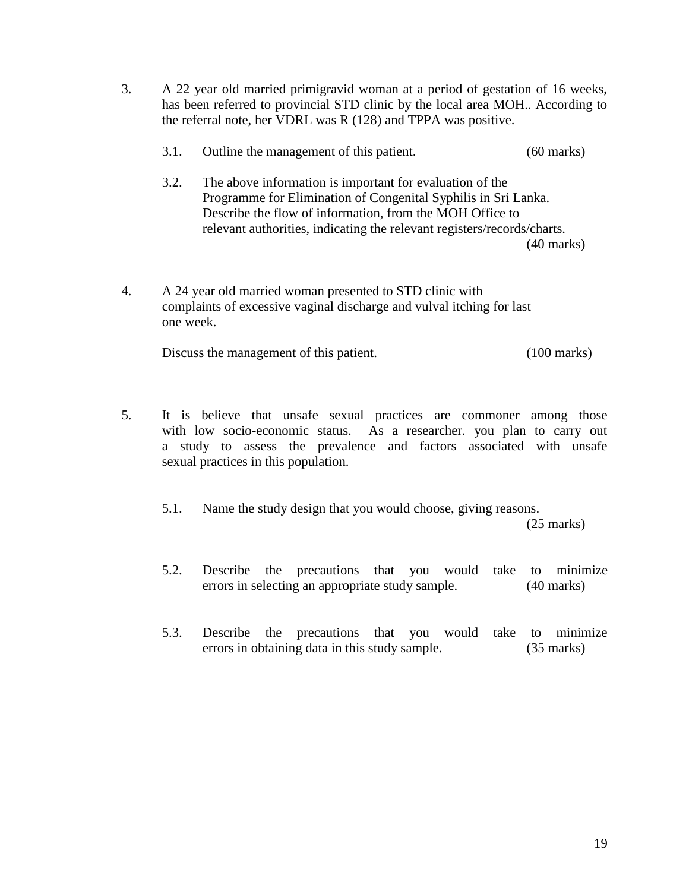3. A 22 year old married primigravid woman at a period of gestation of 16 weeks, has been referred to provincial STD clinic by the local area MOH.. According to the referral note, her VDRL was R (128) and TPPA was positive.

   3.1. Outline the management of this patient. (60 marks)

   3.2. The above information is important for evaluation of the Programme for Elimination of Congenital Syphilis in Sri Lanka. Describe the flow of information, from the MOH Office to relevant authorities, indicating the relevant registers/records/charts. (40 marks)

4. A 24 year old married woman presented to STD clinic with complaints of excessive vaginal discharge and vulval itching for last one week.

   Discuss the management of this patient. (100 marks)

5. It is believe that unsafe sexual practices are commoner among those with low socio-economic status. As a researcher. you plan to carry out a study to assess the prevalence and factors associated with unsafe sexual practices in this population.

   5.1. Name the study design that you would choose, giving reasons. (25 marks)

   5.2. Describe the precautions that you would take to minimize errors in selecting an appropriate study sample. (40 marks)

   5.3. Describe the precautions that you would take to minimize errors in obtaining data in this study sample. (35 marks)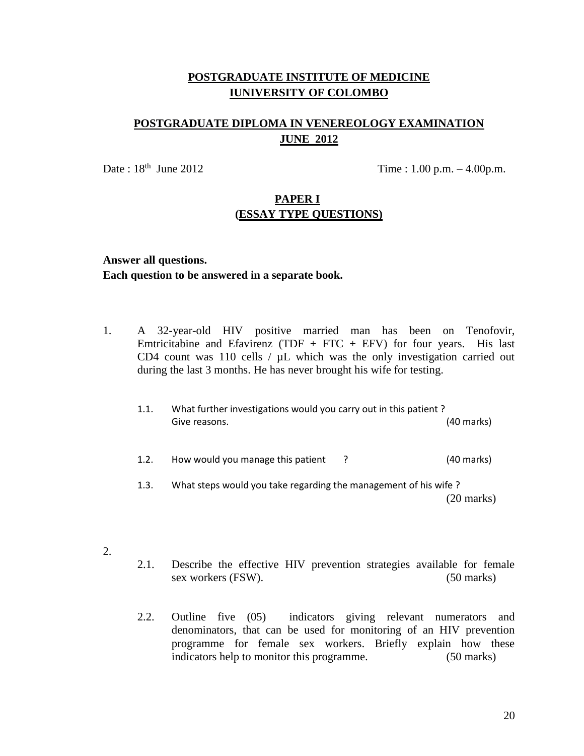**POSTGRADUATE INSTITUTE OF MEDICINE**
**IUNIVERSITY OF COLOMBO**

**POSTGRADUATE DIPLOMA IN VENEREOLOGY EXAMINATION**
**JUNE 2012**

Date : 18th June 2012 Time : 1.00 p.m. – 4.00p.m.

**PAPER I**
**(ESSAY TYPE QUESTIONS)**

**Answer all questions.**
**Each question to be answered in a separate book.**

1. A 32-year-old HIV positive married man has been on Tenofovir, Emtricitabine and Efavirenz (TDF + FTC + EFV) for four years. His last CD4 count was 110 cells / µL which was the only investigation carried out during the last 3 months. He has never brought his wife for testing.

   1.1. What further investigations would you carry out in this patient ? Give reasons. (40 marks)

   1.2. How would you manage this patient ? (40 marks)

   1.3. What steps would you take regarding the management of his wife ? (20 marks)

2.

   2.1. Describe the effective HIV prevention strategies available for female sex workers (FSW). (50 marks)

   2.2. Outline five (05) indicators giving relevant numerators and denominators, that can be used for monitoring of an HIV prevention programme for female sex workers. Briefly explain how these indicators help to monitor this programme. (50 marks)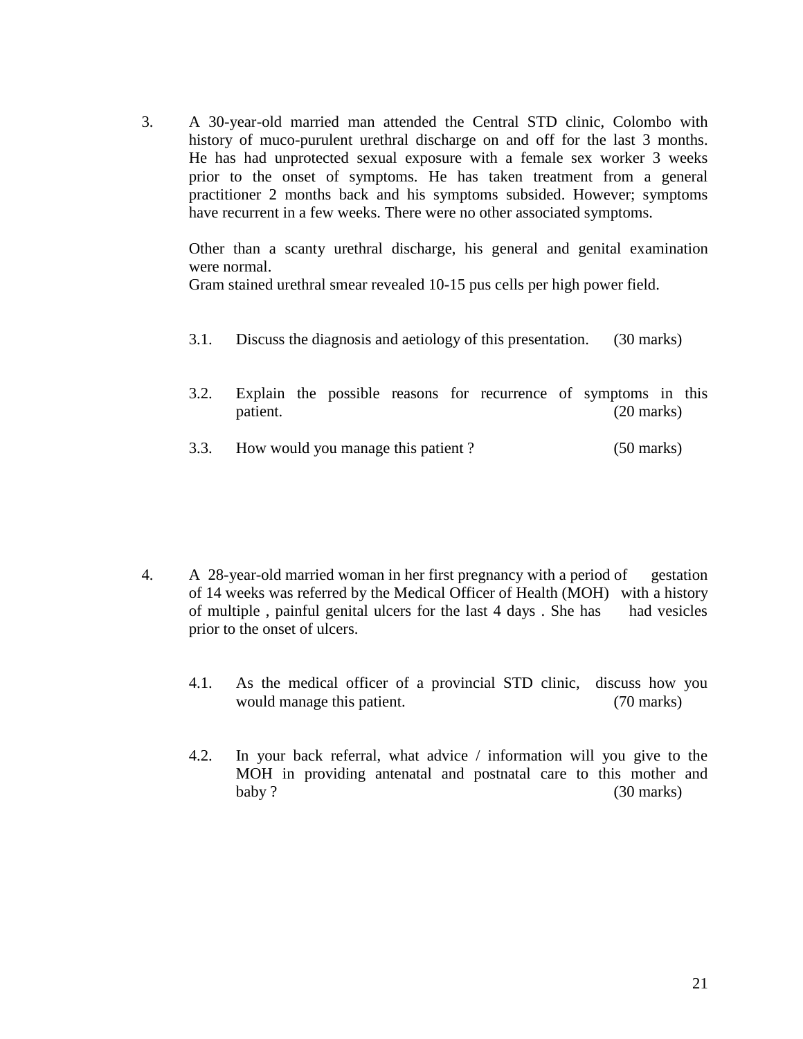3. A 30-year-old married man attended the Central STD clinic, Colombo with history of muco-purulent urethral discharge on and off for the last 3 months. He has had unprotected sexual exposure with a female sex worker 3 weeks prior to the onset of symptoms. He has taken treatment from a general practitioner 2 months back and his symptoms subsided. However; symptoms have recurrent in a few weeks. There were no other associated symptoms.

   Other than a scanty urethral discharge, his general and genital examination were normal.
   Gram stained urethral smear revealed 10-15 pus cells per high power field.

   3.1. Discuss the diagnosis and aetiology of this presentation. (30 marks)

   3.2. Explain the possible reasons for recurrence of symptoms in this patient. (20 marks)

   3.3. How would you manage this patient ? (50 marks)

4. A 28-year-old married woman in her first pregnancy with a period of gestation of 14 weeks was referred by the Medical Officer of Health (MOH) with a history of multiple , painful genital ulcers for the last 4 days . She has had vesicles prior to the onset of ulcers.

   4.1. As the medical officer of a provincial STD clinic, discuss how you would manage this patient. (70 marks)

   4.2. In your back referral, what advice / information will you give to the MOH in providing antenatal and postnatal care to this mother and baby ? (30 marks)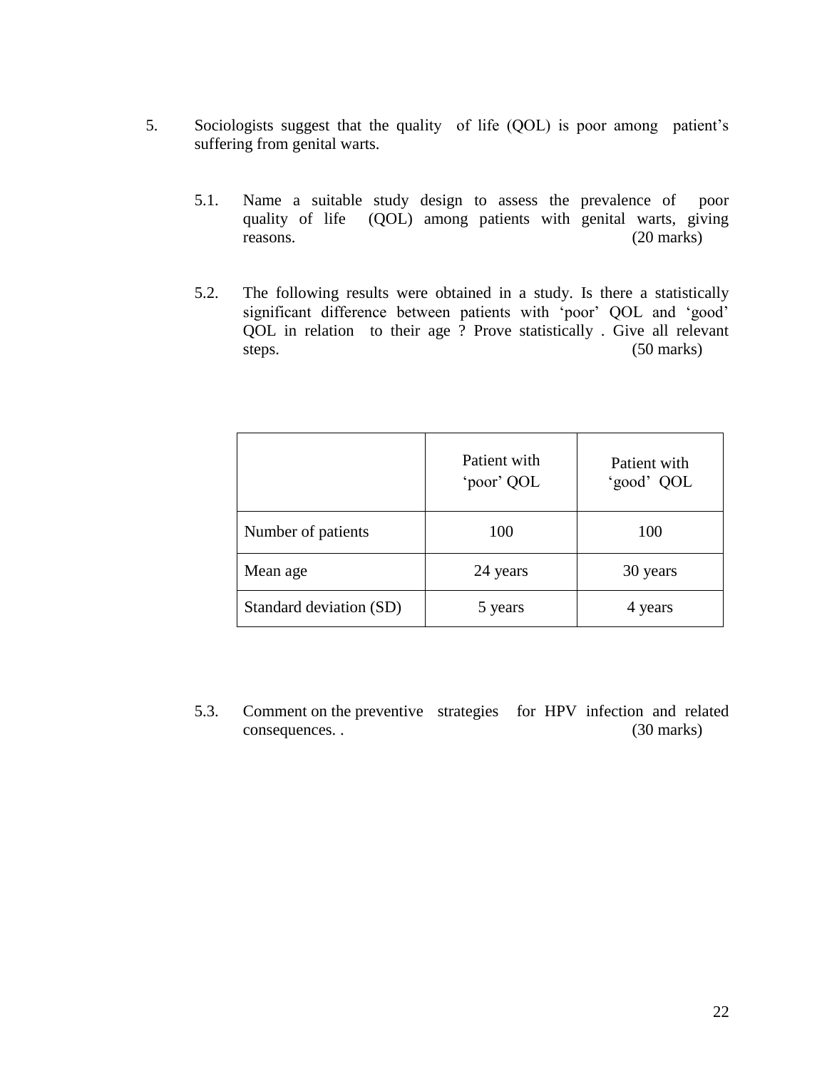5. Sociologists suggest that the quality of life (QOL) is poor among patient's suffering from genital warts.

   5.1. Name a suitable study design to assess the prevalence of poor quality of life (QOL) among patients with genital warts, giving reasons. (20 marks)

   5.2. The following results were obtained in a study. Is there a statistically significant difference between patients with 'poor' QOL and 'good' QOL in relation to their age ? Prove statistically . Give all relevant steps. (50 marks)

| | Patient with 'poor' QOL | Patient with 'good' QOL |
|---|---|---|
| Number of patients | 100 | 100 |
| Mean age | 24 years | 30 years |
| Standard deviation (SD) | 5 years | 4 years |

   5.3. Comment on the preventive strategies for HPV infection and related consequences. . (30 marks)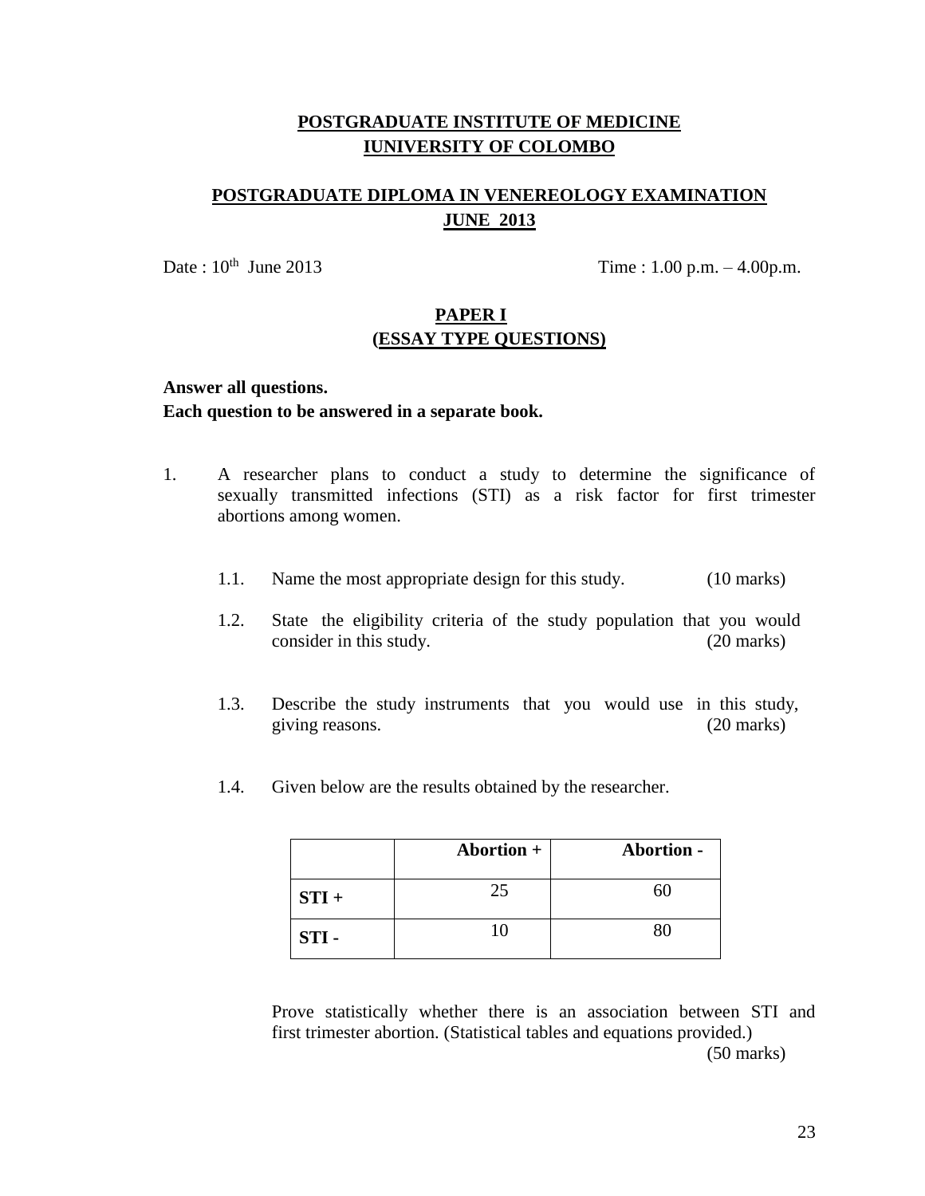# POSTGRADUATE INSTITUTE OF MEDICINE
# IUNIVERSITY OF COLOMBO

## POSTGRADUATE DIPLOMA IN VENEREOLOGY EXAMINATION
## JUNE 2013

Date : 10th June 2013 Time : 1.00 p.m. – 4.00p.m.

## PAPER I
## (ESSAY TYPE QUESTIONS)

**Answer all questions.**
**Each question to be answered in a separate book.**

1. A researcher plans to conduct a study to determine the significance of sexually transmitted infections (STI) as a risk factor for first trimester abortions among women.

   1.1. Name the most appropriate design for this study. (10 marks)

   1.2. State the eligibility criteria of the study population that you would consider in this study. (20 marks)

   1.3. Describe the study instruments that you would use in this study, giving reasons. (20 marks)

   1.4. Given below are the results obtained by the researcher.

| | **Abortion +** | **Abortion -** |
|---|---|---|
| **STI +** | 25 | 60 |
| **STI -** | 10 | 80 |

   Prove statistically whether there is an association between STI and first trimester abortion. (Statistical tables and equations provided.)
   (50 marks)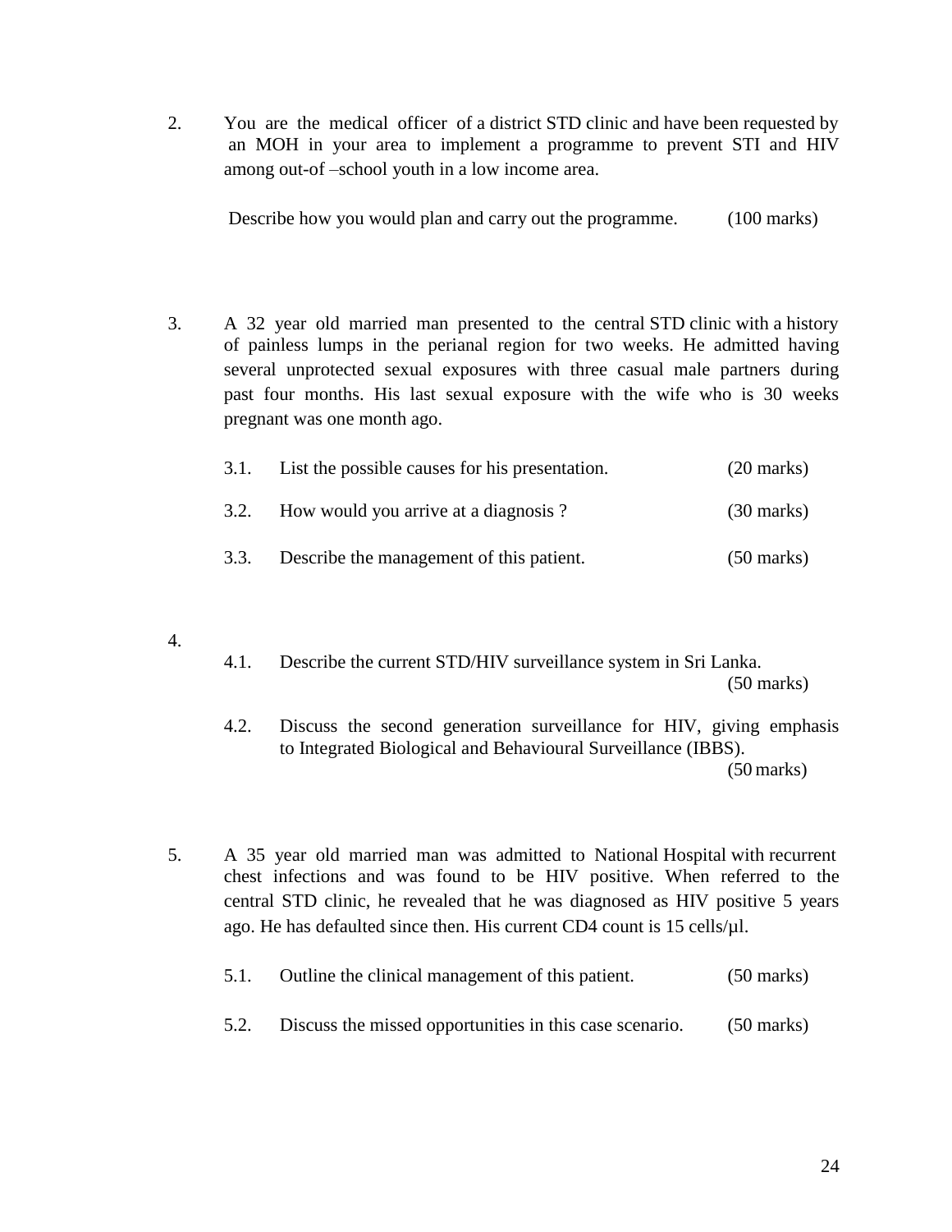2. You are the medical officer of a district STD clinic and have been requested by an MOH in your area to implement a programme to prevent STI and HIV among out-of –school youth in a low income area.

   Describe how you would plan and carry out the programme. (100 marks)

3. A 32 year old married man presented to the central STD clinic with a history of painless lumps in the perianal region for two weeks. He admitted having several unprotected sexual exposures with three casual male partners during past four months. His last sexual exposure with the wife who is 30 weeks pregnant was one month ago.

   3.1. List the possible causes for his presentation. (20 marks)

   3.2. How would you arrive at a diagnosis ? (30 marks)

   3.3. Describe the management of this patient. (50 marks)

4.
   4.1. Describe the current STD/HIV surveillance system in Sri Lanka. (50 marks)

   4.2. Discuss the second generation surveillance for HIV, giving emphasis to Integrated Biological and Behavioural Surveillance (IBBS). (50 marks)

5. A 35 year old married man was admitted to National Hospital with recurrent chest infections and was found to be HIV positive. When referred to the central STD clinic, he revealed that he was diagnosed as HIV positive 5 years ago. He has defaulted since then. His current CD4 count is 15 cells/µl.

   5.1. Outline the clinical management of this patient. (50 marks)

   5.2. Discuss the missed opportunities in this case scenario. (50 marks)